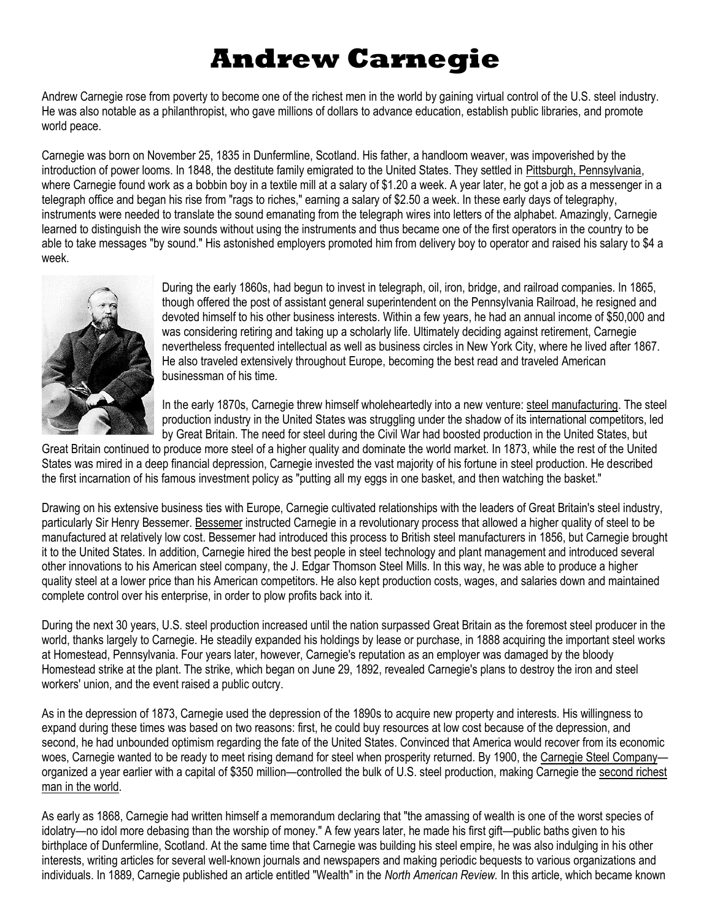# Andrew Carnegie

Andrew Carnegie rose from poverty to become one of the richest men in the world by gaining virtual control of the U.S. steel industry. He was also notable as a philanthropist, who gave millions of dollars to advance education, establish public libraries, and promote world peace.

Carnegie was born on November 25, 1835 in Dunfermline, Scotland. His father, a handloom weaver, was impoverished by the introduction of power looms. In 1848, the destitute family emigrated to the United States. They settled in Pittsburgh, Pennsylvania, where Carnegie found work as a bobbin boy in a textile mill at a salary of $1.20 a week. A year later, he got a job as a messenger in a telegraph office and began his rise from "rags to riches," earning a salary of $2.50 a week. In these early days of telegraphy, instruments were needed to translate the sound emanating from the telegraph wires into letters of the alphabet. Amazingly, Carnegie learned to distinguish the wire sounds without using the instruments and thus became one of the first operators in the country to be able to take messages "by sound." His astonished employers promoted him from delivery boy to operator and raised his salary to $4 a week.

During the early 1860s, had begun to invest in telegraph, oil, iron, bridge, and railroad companies. In 1865, though offered the post of assistant general superintendent on the Pennsylvania Railroad, he resigned and devoted himself to his other business interests. Within a few years, he had an annual income of $50,000 and was considering retiring and taking up a scholarly life. Ultimately deciding against retirement, Carnegie nevertheless frequented intellectual as well as business circles in New York City, where he lived after 1867. He also traveled extensively throughout Europe, becoming the best read and traveled American businessman of his time.

In the early 1870s, Carnegie threw himself wholeheartedly into a new venture: steel manufacturing. The steel production industry in the United States was struggling under the shadow of its international competitors, led by Great Britain. The need for steel during the Civil War had boosted production in the United States, but Great Britain continued to produce more steel of a higher quality and dominate the world market. In 1873, while the rest of the United States was mired in a deep financial depression, Carnegie invested the vast majority of his fortune in steel production. He described the first incarnation of his famous investment policy as "putting all my eggs in one basket, and then watching the basket."

Drawing on his extensive business ties with Europe, Carnegie cultivated relationships with the leaders of Great Britain's steel industry, particularly Sir Henry Bessemer. Bessemer instructed Carnegie in a revolutionary process that allowed a higher quality of steel to be manufactured at relatively low cost. Bessemer had introduced this process to British steel manufacturers in 1856, but Carnegie brought it to the United States. In addition, Carnegie hired the best people in steel technology and plant management and introduced several other innovations to his American steel company, the J. Edgar Thomson Steel Mills. In this way, he was able to produce a higher quality steel at a lower price than his American competitors. He also kept production costs, wages, and salaries down and maintained complete control over his enterprise, in order to plow profits back into it.

During the next 30 years, U.S. steel production increased until the nation surpassed Great Britain as the foremost steel producer in the world, thanks largely to Carnegie. He steadily expanded his holdings by lease or purchase, in 1888 acquiring the important steel works at Homestead, Pennsylvania. Four years later, however, Carnegie's reputation as an employer was damaged by the bloody Homestead strike at the plant. The strike, which began on June 29, 1892, revealed Carnegie's plans to destroy the iron and steel workers' union, and the event raised a public outcry.

As in the depression of 1873, Carnegie used the depression of the 1890s to acquire new property and interests. His willingness to expand during these times was based on two reasons: first, he could buy resources at low cost because of the depression, and second, he had unbounded optimism regarding the fate of the United States. Convinced that America would recover from its economic woes, Carnegie wanted to be ready to meet rising demand for steel when prosperity returned. By 1900, the Carnegie Steel Company—organized a year earlier with a capital of $350 million—controlled the bulk of U.S. steel production, making Carnegie the second richest man in the world.

As early as 1868, Carnegie had written himself a memorandum declaring that "the amassing of wealth is one of the worst species of idolatry—no idol more debasing than the worship of money." A few years later, he made his first gift—public baths given to his birthplace of Dunfermline, Scotland. At the same time that Carnegie was building his steel empire, he was also indulging in his other interests, writing articles for several well-known journals and newspapers and making periodic bequests to various organizations and individuals. In 1889, Carnegie published an article entitled "Wealth" in the *North American Review.* In this article, which became known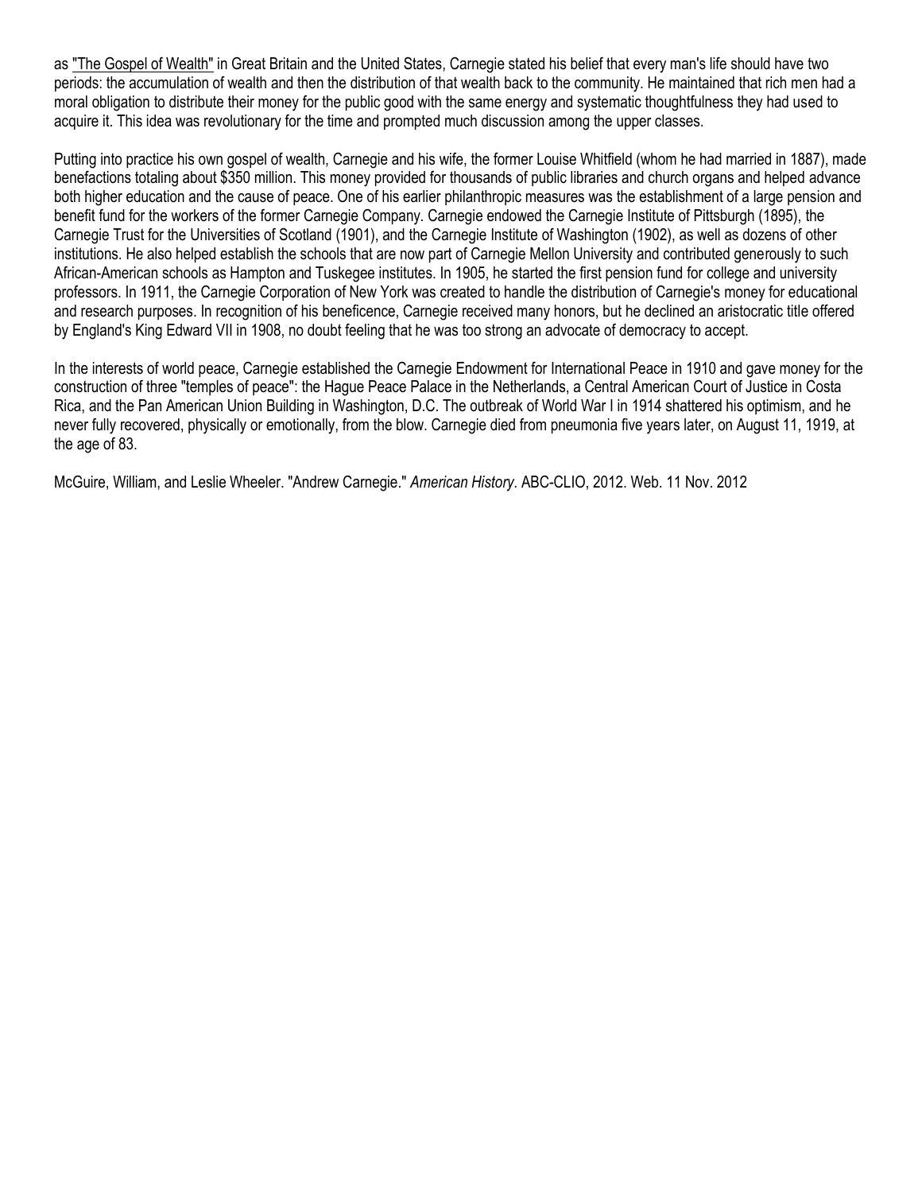as "The Gospel of Wealth" in Great Britain and the United States, Carnegie stated his belief that every man's life should have two periods: the accumulation of wealth and then the distribution of that wealth back to the community. He maintained that rich men had a moral obligation to distribute their money for the public good with the same energy and systematic thoughtfulness they had used to acquire it. This idea was revolutionary for the time and prompted much discussion among the upper classes.

Putting into practice his own gospel of wealth, Carnegie and his wife, the former Louise Whitfield (whom he had married in 1887), made benefactions totaling about $350 million. This money provided for thousands of public libraries and church organs and helped advance both higher education and the cause of peace. One of his earlier philanthropic measures was the establishment of a large pension and benefit fund for the workers of the former Carnegie Company. Carnegie endowed the Carnegie Institute of Pittsburgh (1895), the Carnegie Trust for the Universities of Scotland (1901), and the Carnegie Institute of Washington (1902), as well as dozens of other institutions. He also helped establish the schools that are now part of Carnegie Mellon University and contributed generously to such African-American schools as Hampton and Tuskegee institutes. In 1905, he started the first pension fund for college and university professors. In 1911, the Carnegie Corporation of New York was created to handle the distribution of Carnegie's money for educational and research purposes. In recognition of his beneficence, Carnegie received many honors, but he declined an aristocratic title offered by England's King Edward VII in 1908, no doubt feeling that he was too strong an advocate of democracy to accept.

In the interests of world peace, Carnegie established the Carnegie Endowment for International Peace in 1910 and gave money for the construction of three "temples of peace": the Hague Peace Palace in the Netherlands, a Central American Court of Justice in Costa Rica, and the Pan American Union Building in Washington, D.C. The outbreak of World War I in 1914 shattered his optimism, and he never fully recovered, physically or emotionally, from the blow. Carnegie died from pneumonia five years later, on August 11, 1919, at the age of 83.

McGuire, William, and Leslie Wheeler. "Andrew Carnegie." *American History*. ABC-CLIO, 2012. Web. 11 Nov. 2012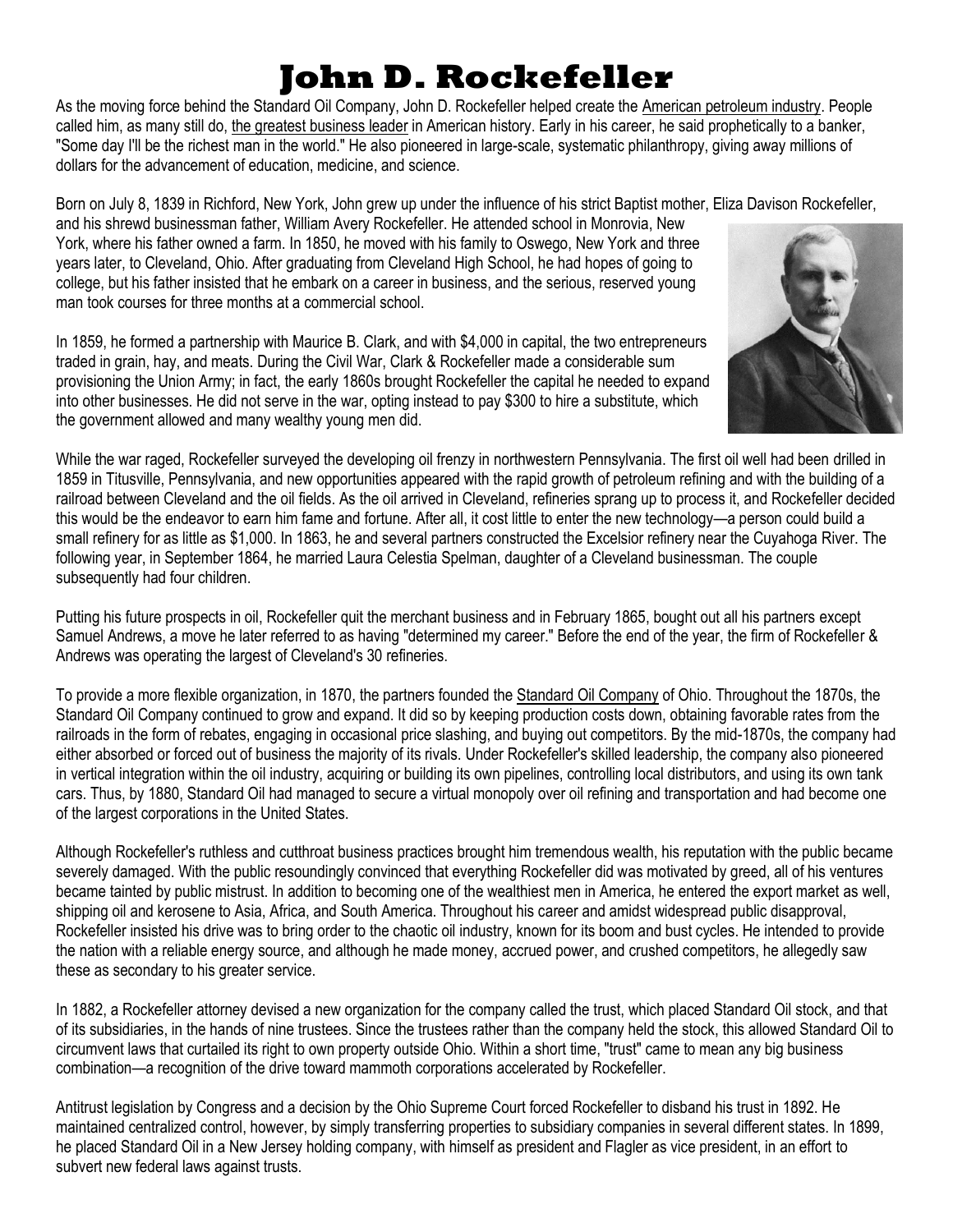# John D. Rockefeller

As the moving force behind the Standard Oil Company, John D. Rockefeller helped create the American petroleum industry. People called him, as many still do, the greatest business leader in American history. Early in his career, he said prophetically to a banker, "Some day I'll be the richest man in the world." He also pioneered in large-scale, systematic philanthropy, giving away millions of dollars for the advancement of education, medicine, and science.

Born on July 8, 1839 in Richford, New York, John grew up under the influence of his strict Baptist mother, Eliza Davison Rockefeller, and his shrewd businessman father, William Avery Rockefeller. He attended school in Monrovia, New York, where his father owned a farm. In 1850, he moved with his family to Oswego, New York and three years later, to Cleveland, Ohio. After graduating from Cleveland High School, he had hopes of going to college, but his father insisted that he embark on a career in business, and the serious, reserved young man took courses for three months at a commercial school.

In 1859, he formed a partnership with Maurice B. Clark, and with $4,000 in capital, the two entrepreneurs traded in grain, hay, and meats. During the Civil War, Clark & Rockefeller made a considerable sum provisioning the Union Army; in fact, the early 1860s brought Rockefeller the capital he needed to expand into other businesses. He did not serve in the war, opting instead to pay $300 to hire a substitute, which the government allowed and many wealthy young men did.

While the war raged, Rockefeller surveyed the developing oil frenzy in northwestern Pennsylvania. The first oil well had been drilled in 1859 in Titusville, Pennsylvania, and new opportunities appeared with the rapid growth of petroleum refining and with the building of a railroad between Cleveland and the oil fields. As the oil arrived in Cleveland, refineries sprang up to process it, and Rockefeller decided this would be the endeavor to earn him fame and fortune. After all, it cost little to enter the new technology—a person could build a small refinery for as little as $1,000. In 1863, he and several partners constructed the Excelsior refinery near the Cuyahoga River. The following year, in September 1864, he married Laura Celestia Spelman, daughter of a Cleveland businessman. The couple subsequently had four children.

Putting his future prospects in oil, Rockefeller quit the merchant business and in February 1865, bought out all his partners except Samuel Andrews, a move he later referred to as having "determined my career." Before the end of the year, the firm of Rockefeller & Andrews was operating the largest of Cleveland's 30 refineries.

To provide a more flexible organization, in 1870, the partners founded the Standard Oil Company of Ohio. Throughout the 1870s, the Standard Oil Company continued to grow and expand. It did so by keeping production costs down, obtaining favorable rates from the railroads in the form of rebates, engaging in occasional price slashing, and buying out competitors. By the mid-1870s, the company had either absorbed or forced out of business the majority of its rivals. Under Rockefeller's skilled leadership, the company also pioneered in vertical integration within the oil industry, acquiring or building its own pipelines, controlling local distributors, and using its own tank cars. Thus, by 1880, Standard Oil had managed to secure a virtual monopoly over oil refining and transportation and had become one of the largest corporations in the United States.

Although Rockefeller's ruthless and cutthroat business practices brought him tremendous wealth, his reputation with the public became severely damaged. With the public resoundingly convinced that everything Rockefeller did was motivated by greed, all of his ventures became tainted by public mistrust. In addition to becoming one of the wealthiest men in America, he entered the export market as well, shipping oil and kerosene to Asia, Africa, and South America. Throughout his career and amidst widespread public disapproval, Rockefeller insisted his drive was to bring order to the chaotic oil industry, known for its boom and bust cycles. He intended to provide the nation with a reliable energy source, and although he made money, accrued power, and crushed competitors, he allegedly saw these as secondary to his greater service.

In 1882, a Rockefeller attorney devised a new organization for the company called the trust, which placed Standard Oil stock, and that of its subsidiaries, in the hands of nine trustees. Since the trustees rather than the company held the stock, this allowed Standard Oil to circumvent laws that curtailed its right to own property outside Ohio. Within a short time, "trust" came to mean any big business combination—a recognition of the drive toward mammoth corporations accelerated by Rockefeller.

Antitrust legislation by Congress and a decision by the Ohio Supreme Court forced Rockefeller to disband his trust in 1892. He maintained centralized control, however, by simply transferring properties to subsidiary companies in several different states. In 1899, he placed Standard Oil in a New Jersey holding company, with himself as president and Flagler as vice president, in an effort to subvert new federal laws against trusts.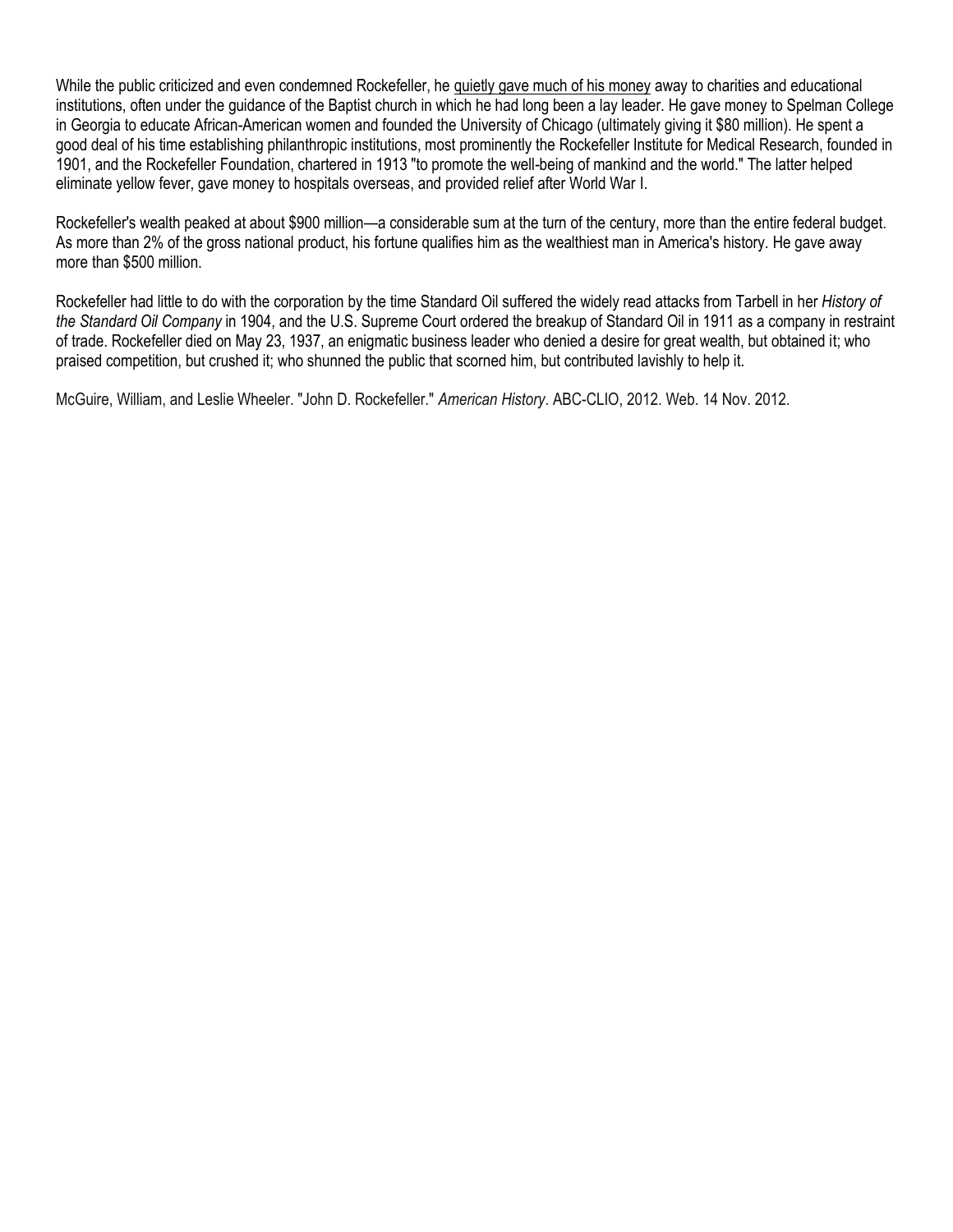While the public criticized and even condemned Rockefeller, he quietly gave much of his money away to charities and educational institutions, often under the guidance of the Baptist church in which he had long been a lay leader. He gave money to Spelman College in Georgia to educate African-American women and founded the University of Chicago (ultimately giving it $80 million). He spent a good deal of his time establishing philanthropic institutions, most prominently the Rockefeller Institute for Medical Research, founded in 1901, and the Rockefeller Foundation, chartered in 1913 "to promote the well-being of mankind and the world." The latter helped eliminate yellow fever, gave money to hospitals overseas, and provided relief after World War I.

Rockefeller's wealth peaked at about $900 million—a considerable sum at the turn of the century, more than the entire federal budget. As more than 2% of the gross national product, his fortune qualifies him as the wealthiest man in America's history. He gave away more than $500 million.

Rockefeller had little to do with the corporation by the time Standard Oil suffered the widely read attacks from Tarbell in her *History of the Standard Oil Company* in 1904, and the U.S. Supreme Court ordered the breakup of Standard Oil in 1911 as a company in restraint of trade. Rockefeller died on May 23, 1937, an enigmatic business leader who denied a desire for great wealth, but obtained it; who praised competition, but crushed it; who shunned the public that scorned him, but contributed lavishly to help it.

McGuire, William, and Leslie Wheeler. "John D. Rockefeller." *American History*. ABC-CLIO, 2012. Web. 14 Nov. 2012.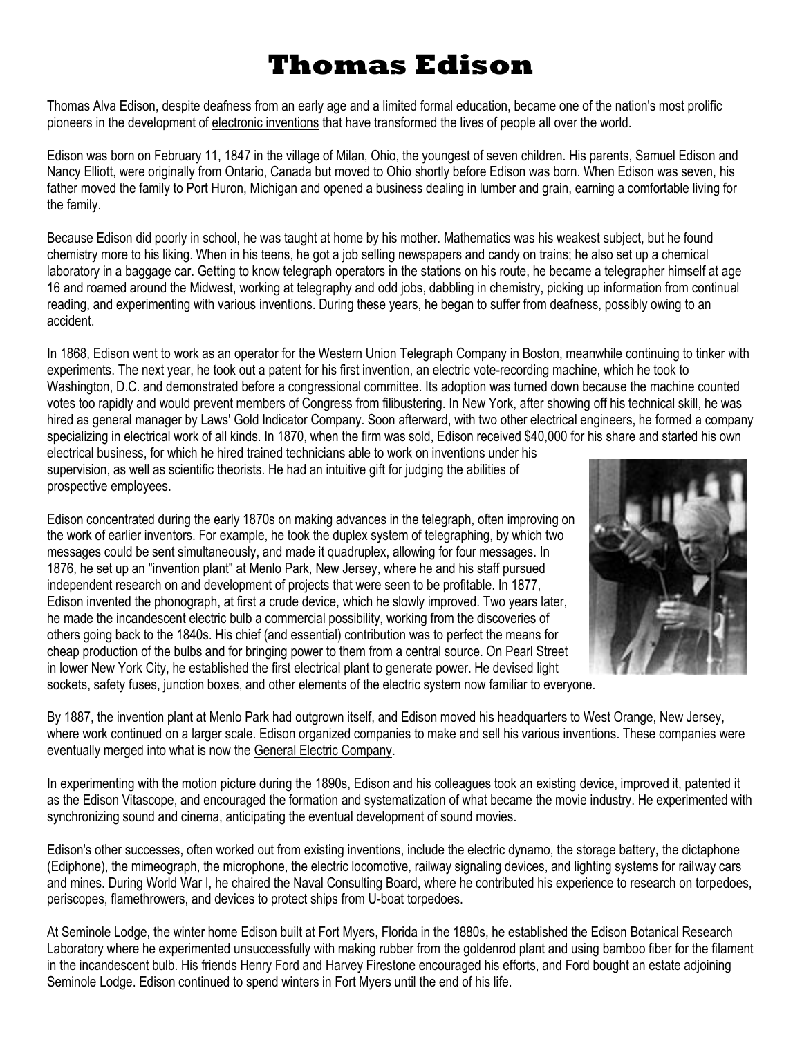# Thomas Edison

Thomas Alva Edison, despite deafness from an early age and a limited formal education, became one of the nation's most prolific pioneers in the development of electronic inventions that have transformed the lives of people all over the world.

Edison was born on February 11, 1847 in the village of Milan, Ohio, the youngest of seven children. His parents, Samuel Edison and Nancy Elliott, were originally from Ontario, Canada but moved to Ohio shortly before Edison was born. When Edison was seven, his father moved the family to Port Huron, Michigan and opened a business dealing in lumber and grain, earning a comfortable living for the family.

Because Edison did poorly in school, he was taught at home by his mother. Mathematics was his weakest subject, but he found chemistry more to his liking. When in his teens, he got a job selling newspapers and candy on trains; he also set up a chemical laboratory in a baggage car. Getting to know telegraph operators in the stations on his route, he became a telegrapher himself at age 16 and roamed around the Midwest, working at telegraphy and odd jobs, dabbling in chemistry, picking up information from continual reading, and experimenting with various inventions. During these years, he began to suffer from deafness, possibly owing to an accident.

In 1868, Edison went to work as an operator for the Western Union Telegraph Company in Boston, meanwhile continuing to tinker with experiments. The next year, he took out a patent for his first invention, an electric vote-recording machine, which he took to Washington, D.C. and demonstrated before a congressional committee. Its adoption was turned down because the machine counted votes too rapidly and would prevent members of Congress from filibustering. In New York, after showing off his technical skill, he was hired as general manager by Laws' Gold Indicator Company. Soon afterward, with two other electrical engineers, he formed a company specializing in electrical work of all kinds. In 1870, when the firm was sold, Edison received $40,000 for his share and started his own electrical business, for which he hired trained technicians able to work on inventions under his supervision, as well as scientific theorists. He had an intuitive gift for judging the abilities of prospective employees.

Edison concentrated during the early 1870s on making advances in the telegraph, often improving on the work of earlier inventors. For example, he took the duplex system of telegraphing, by which two messages could be sent simultaneously, and made it quadruplex, allowing for four messages. In 1876, he set up an "invention plant" at Menlo Park, New Jersey, where he and his staff pursued independent research on and development of projects that were seen to be profitable. In 1877, Edison invented the phonograph, at first a crude device, which he slowly improved. Two years later, he made the incandescent electric bulb a commercial possibility, working from the discoveries of others going back to the 1840s. His chief (and essential) contribution was to perfect the means for cheap production of the bulbs and for bringing power to them from a central source. On Pearl Street in lower New York City, he established the first electrical plant to generate power. He devised light sockets, safety fuses, junction boxes, and other elements of the electric system now familiar to everyone.

By 1887, the invention plant at Menlo Park had outgrown itself, and Edison moved his headquarters to West Orange, New Jersey, where work continued on a larger scale. Edison organized companies to make and sell his various inventions. These companies were eventually merged into what is now the General Electric Company.

In experimenting with the motion picture during the 1890s, Edison and his colleagues took an existing device, improved it, patented it as the Edison Vitascope, and encouraged the formation and systematization of what became the movie industry. He experimented with synchronizing sound and cinema, anticipating the eventual development of sound movies.

Edison's other successes, often worked out from existing inventions, include the electric dynamo, the storage battery, the dictaphone (Ediphone), the mimeograph, the microphone, the electric locomotive, railway signaling devices, and lighting systems for railway cars and mines. During World War I, he chaired the Naval Consulting Board, where he contributed his experience to research on torpedoes, periscopes, flamethrowers, and devices to protect ships from U-boat torpedoes.

At Seminole Lodge, the winter home Edison built at Fort Myers, Florida in the 1880s, he established the Edison Botanical Research Laboratory where he experimented unsuccessfully with making rubber from the goldenrod plant and using bamboo fiber for the filament in the incandescent bulb. His friends Henry Ford and Harvey Firestone encouraged his efforts, and Ford bought an estate adjoining Seminole Lodge. Edison continued to spend winters in Fort Myers until the end of his life.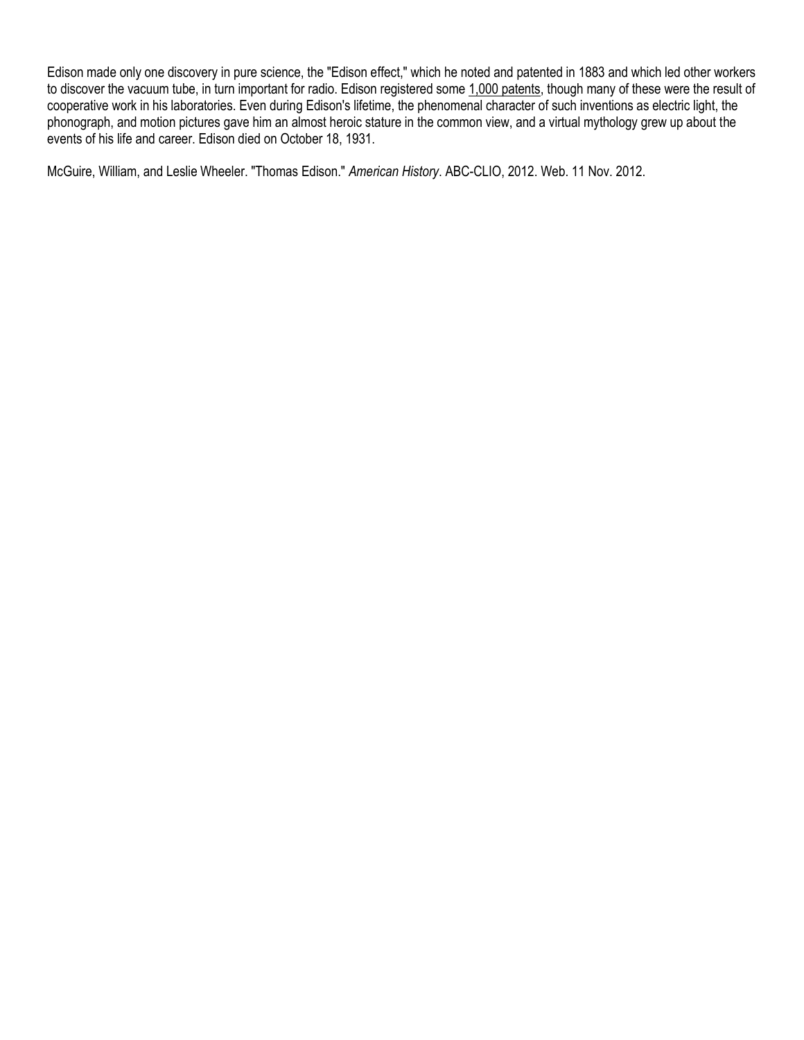Edison made only one discovery in pure science, the "Edison effect," which he noted and patented in 1883 and which led other workers to discover the vacuum tube, in turn important for radio. Edison registered some 1,000 patents, though many of these were the result of cooperative work in his laboratories. Even during Edison's lifetime, the phenomenal character of such inventions as electric light, the phonograph, and motion pictures gave him an almost heroic stature in the common view, and a virtual mythology grew up about the events of his life and career. Edison died on October 18, 1931.

McGuire, William, and Leslie Wheeler. "Thomas Edison." *American History*. ABC-CLIO, 2012. Web. 11 Nov. 2012.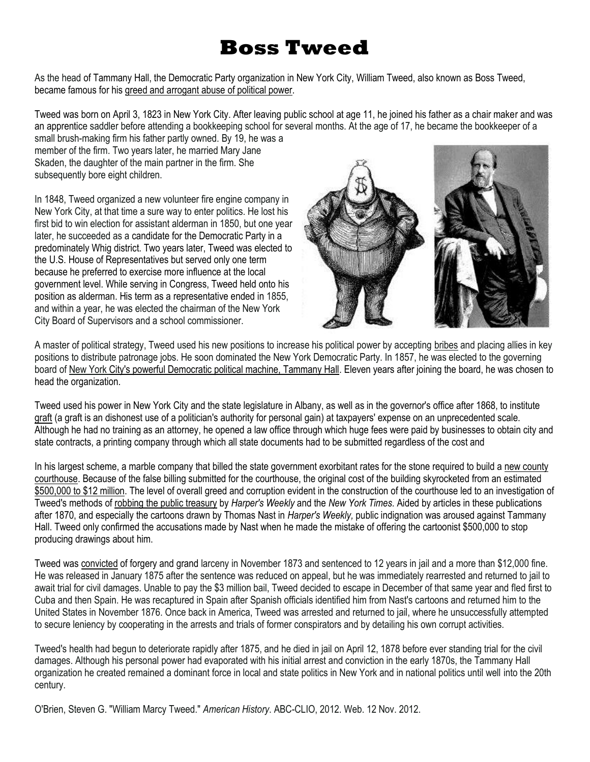# Boss Tweed

As the head of Tammany Hall, the Democratic Party organization in New York City, William Tweed, also known as Boss Tweed, became famous for his greed and arrogant abuse of political power.

Tweed was born on April 3, 1823 in New York City. After leaving public school at age 11, he joined his father as a chair maker and was an apprentice saddler before attending a bookkeeping school for several months. At the age of 17, he became the bookkeeper of a small brush-making firm his father partly owned. By 19, he was a member of the firm. Two years later, he married Mary Jane Skaden, the daughter of the main partner in the firm. She subsequently bore eight children.

In 1848, Tweed organized a new volunteer fire engine company in New York City, at that time a sure way to enter politics. He lost his first bid to win election for assistant alderman in 1850, but one year later, he succeeded as a candidate for the Democratic Party in a predominately Whig district. Two years later, Tweed was elected to the U.S. House of Representatives but served only one term because he preferred to exercise more influence at the local government level. While serving in Congress, Tweed held onto his position as alderman. His term as a representative ended in 1855, and within a year, he was elected the chairman of the New York City Board of Supervisors and a school commissioner.

A master of political strategy, Tweed used his new positions to increase his political power by accepting bribes and placing allies in key positions to distribute patronage jobs. He soon dominated the New York Democratic Party. In 1857, he was elected to the governing board of New York City's powerful Democratic political machine, Tammany Hall. Eleven years after joining the board, he was chosen to head the organization.

Tweed used his power in New York City and the state legislature in Albany, as well as in the governor's office after 1868, to institute graft (a graft is an dishonest use of a politician's authority for personal gain) at taxpayers' expense on an unprecedented scale. Although he had no training as an attorney, he opened a law office through which huge fees were paid by businesses to obtain city and state contracts, a printing company through which all state documents had to be submitted regardless of the cost and

In his largest scheme, a marble company that billed the state government exorbitant rates for the stone required to build a new county courthouse. Because of the false billing submitted for the courthouse, the original cost of the building skyrocketed from an estimated $500,000 to $12 million. The level of overall greed and corruption evident in the construction of the courthouse led to an investigation of Tweed's methods of robbing the public treasury by *Harper's Weekly* and the *New York Times*. Aided by articles in these publications after 1870, and especially the cartoons drawn by Thomas Nast in *Harper's Weekly,* public indignation was aroused against Tammany Hall. Tweed only confirmed the accusations made by Nast when he made the mistake of offering the cartoonist $500,000 to stop producing drawings about him.

Tweed was convicted of forgery and grand larceny in November 1873 and sentenced to 12 years in jail and a more than $12,000 fine. He was released in January 1875 after the sentence was reduced on appeal, but he was immediately rearrested and returned to jail to await trial for civil damages. Unable to pay the $3 million bail, Tweed decided to escape in December of that same year and fled first to Cuba and then Spain. He was recaptured in Spain after Spanish officials identified him from Nast's cartoons and returned him to the United States in November 1876. Once back in America, Tweed was arrested and returned to jail, where he unsuccessfully attempted to secure leniency by cooperating in the arrests and trials of former conspirators and by detailing his own corrupt activities.

Tweed's health had begun to deteriorate rapidly after 1875, and he died in jail on April 12, 1878 before ever standing trial for the civil damages. Although his personal power had evaporated with his initial arrest and conviction in the early 1870s, the Tammany Hall organization he created remained a dominant force in local and state politics in New York and in national politics until well into the 20th century.

O'Brien, Steven G. "William Marcy Tweed." *American History*. ABC-CLIO, 2012. Web. 12 Nov. 2012.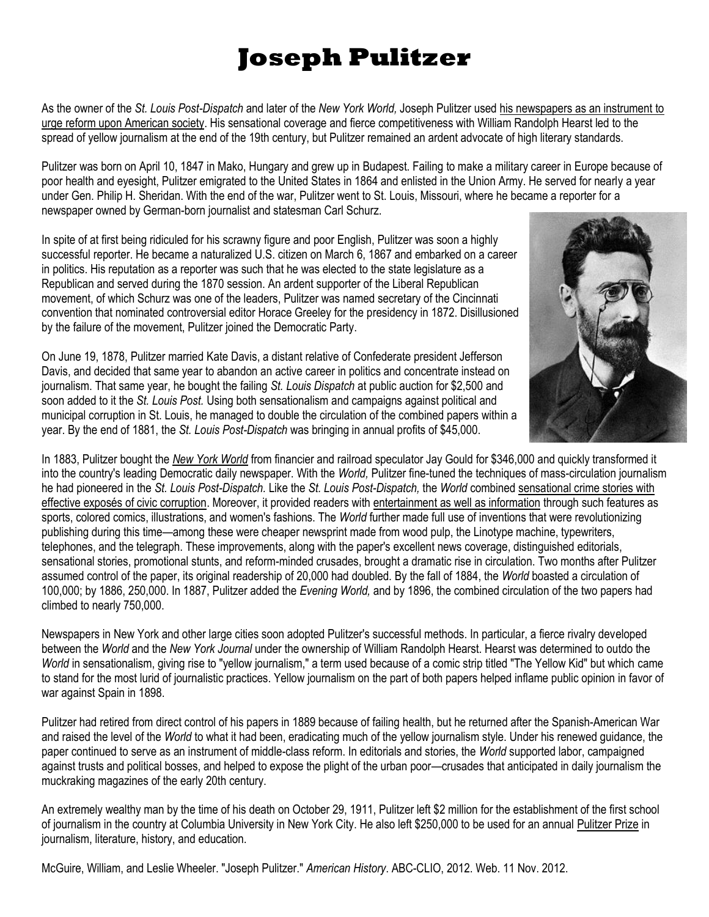# Joseph Pulitzer

As the owner of the *St. Louis Post-Dispatch* and later of the *New York World,* Joseph Pulitzer used his newspapers as an instrument to urge reform upon American society. His sensational coverage and fierce competitiveness with William Randolph Hearst led to the spread of yellow journalism at the end of the 19th century, but Pulitzer remained an ardent advocate of high literary standards.

Pulitzer was born on April 10, 1847 in Mako, Hungary and grew up in Budapest. Failing to make a military career in Europe because of poor health and eyesight, Pulitzer emigrated to the United States in 1864 and enlisted in the Union Army. He served for nearly a year under Gen. Philip H. Sheridan. With the end of the war, Pulitzer went to St. Louis, Missouri, where he became a reporter for a newspaper owned by German-born journalist and statesman Carl Schurz.

In spite of at first being ridiculed for his scrawny figure and poor English, Pulitzer was soon a highly successful reporter. He became a naturalized U.S. citizen on March 6, 1867 and embarked on a career in politics. His reputation as a reporter was such that he was elected to the state legislature as a Republican and served during the 1870 session. An ardent supporter of the Liberal Republican movement, of which Schurz was one of the leaders, Pulitzer was named secretary of the Cincinnati convention that nominated controversial editor Horace Greeley for the presidency in 1872. Disillusioned by the failure of the movement, Pulitzer joined the Democratic Party.

On June 19, 1878, Pulitzer married Kate Davis, a distant relative of Confederate president Jefferson Davis, and decided that same year to abandon an active career in politics and concentrate instead on journalism. That same year, he bought the failing *St. Louis Dispatch* at public auction for $2,500 and soon added to it the *St. Louis Post.* Using both sensationalism and campaigns against political and municipal corruption in St. Louis, he managed to double the circulation of the combined papers within a year. By the end of 1881, the *St. Louis Post-Dispatch* was bringing in annual profits of $45,000.

In 1883, Pulitzer bought the *New York World* from financier and railroad speculator Jay Gould for $346,000 and quickly transformed it into the country's leading Democratic daily newspaper. With the *World,* Pulitzer fine-tuned the techniques of mass-circulation journalism he had pioneered in the *St. Louis Post-Dispatch*. Like the *St. Louis Post-Dispatch,* the *World* combined sensational crime stories with effective exposés of civic corruption. Moreover, it provided readers with entertainment as well as information through such features as sports, colored comics, illustrations, and women's fashions. The *World* further made full use of inventions that were revolutionizing publishing during this time—among these were cheaper newsprint made from wood pulp, the Linotype machine, typewriters, telephones, and the telegraph. These improvements, along with the paper's excellent news coverage, distinguished editorials, sensational stories, promotional stunts, and reform-minded crusades, brought a dramatic rise in circulation. Two months after Pulitzer assumed control of the paper, its original readership of 20,000 had doubled. By the fall of 1884, the *World* boasted a circulation of 100,000; by 1886, 250,000. In 1887, Pulitzer added the *Evening World,* and by 1896, the combined circulation of the two papers had climbed to nearly 750,000.

Newspapers in New York and other large cities soon adopted Pulitzer's successful methods. In particular, a fierce rivalry developed between the *World* and the *New York Journal* under the ownership of William Randolph Hearst. Hearst was determined to outdo the *World* in sensationalism, giving rise to "yellow journalism," a term used because of a comic strip titled "The Yellow Kid" but which came to stand for the most lurid of journalistic practices. Yellow journalism on the part of both papers helped inflame public opinion in favor of war against Spain in 1898.

Pulitzer had retired from direct control of his papers in 1889 because of failing health, but he returned after the Spanish-American War and raised the level of the *World* to what it had been, eradicating much of the yellow journalism style. Under his renewed guidance, the paper continued to serve as an instrument of middle-class reform. In editorials and stories, the *World* supported labor, campaigned against trusts and political bosses, and helped to expose the plight of the urban poor—crusades that anticipated in daily journalism the muckraking magazines of the early 20th century.

An extremely wealthy man by the time of his death on October 29, 1911, Pulitzer left $2 million for the establishment of the first school of journalism in the country at Columbia University in New York City. He also left $250,000 to be used for an annual Pulitzer Prize in journalism, literature, history, and education.

McGuire, William, and Leslie Wheeler. "Joseph Pulitzer." *American History*. ABC-CLIO, 2012. Web. 11 Nov. 2012.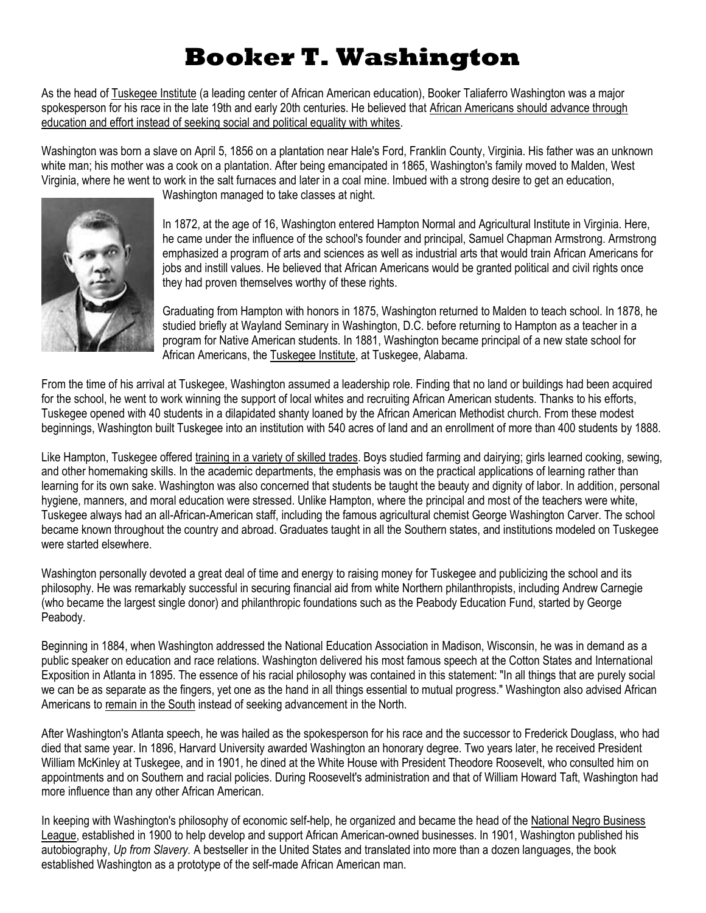# Booker T. Washington

As the head of Tuskegee Institute (a leading center of African American education), Booker Taliaferro Washington was a major spokesperson for his race in the late 19th and early 20th centuries. He believed that African Americans should advance through education and effort instead of seeking social and political equality with whites.

Washington was born a slave on April 5, 1856 on a plantation near Hale's Ford, Franklin County, Virginia. His father was an unknown white man; his mother was a cook on a plantation. After being emancipated in 1865, Washington's family moved to Malden, West Virginia, where he went to work in the salt furnaces and later in a coal mine. Imbued with a strong desire to get an education, Washington managed to take classes at night.

In 1872, at the age of 16, Washington entered Hampton Normal and Agricultural Institute in Virginia. Here, he came under the influence of the school's founder and principal, Samuel Chapman Armstrong. Armstrong emphasized a program of arts and sciences as well as industrial arts that would train African Americans for jobs and instill values. He believed that African Americans would be granted political and civil rights once they had proven themselves worthy of these rights.

Graduating from Hampton with honors in 1875, Washington returned to Malden to teach school. In 1878, he studied briefly at Wayland Seminary in Washington, D.C. before returning to Hampton as a teacher in a program for Native American students. In 1881, Washington became principal of a new state school for African Americans, the Tuskegee Institute, at Tuskegee, Alabama.

From the time of his arrival at Tuskegee, Washington assumed a leadership role. Finding that no land or buildings had been acquired for the school, he went to work winning the support of local whites and recruiting African American students. Thanks to his efforts, Tuskegee opened with 40 students in a dilapidated shanty loaned by the African American Methodist church. From these modest beginnings, Washington built Tuskegee into an institution with 540 acres of land and an enrollment of more than 400 students by 1888.

Like Hampton, Tuskegee offered training in a variety of skilled trades. Boys studied farming and dairying; girls learned cooking, sewing, and other homemaking skills. In the academic departments, the emphasis was on the practical applications of learning rather than learning for its own sake. Washington was also concerned that students be taught the beauty and dignity of labor. In addition, personal hygiene, manners, and moral education were stressed. Unlike Hampton, where the principal and most of the teachers were white, Tuskegee always had an all-African-American staff, including the famous agricultural chemist George Washington Carver. The school became known throughout the country and abroad. Graduates taught in all the Southern states, and institutions modeled on Tuskegee were started elsewhere.

Washington personally devoted a great deal of time and energy to raising money for Tuskegee and publicizing the school and its philosophy. He was remarkably successful in securing financial aid from white Northern philanthropists, including Andrew Carnegie (who became the largest single donor) and philanthropic foundations such as the Peabody Education Fund, started by George Peabody.

Beginning in 1884, when Washington addressed the National Education Association in Madison, Wisconsin, he was in demand as a public speaker on education and race relations. Washington delivered his most famous speech at the Cotton States and International Exposition in Atlanta in 1895. The essence of his racial philosophy was contained in this statement: "In all things that are purely social we can be as separate as the fingers, yet one as the hand in all things essential to mutual progress." Washington also advised African Americans to remain in the South instead of seeking advancement in the North.

After Washington's Atlanta speech, he was hailed as the spokesperson for his race and the successor to Frederick Douglass, who had died that same year. In 1896, Harvard University awarded Washington an honorary degree. Two years later, he received President William McKinley at Tuskegee, and in 1901, he dined at the White House with President Theodore Roosevelt, who consulted him on appointments and on Southern and racial policies. During Roosevelt's administration and that of William Howard Taft, Washington had more influence than any other African American.

In keeping with Washington's philosophy of economic self-help, he organized and became the head of the National Negro Business League, established in 1900 to help develop and support African American-owned businesses. In 1901, Washington published his autobiography, *Up from Slavery.* A bestseller in the United States and translated into more than a dozen languages, the book established Washington as a prototype of the self-made African American man.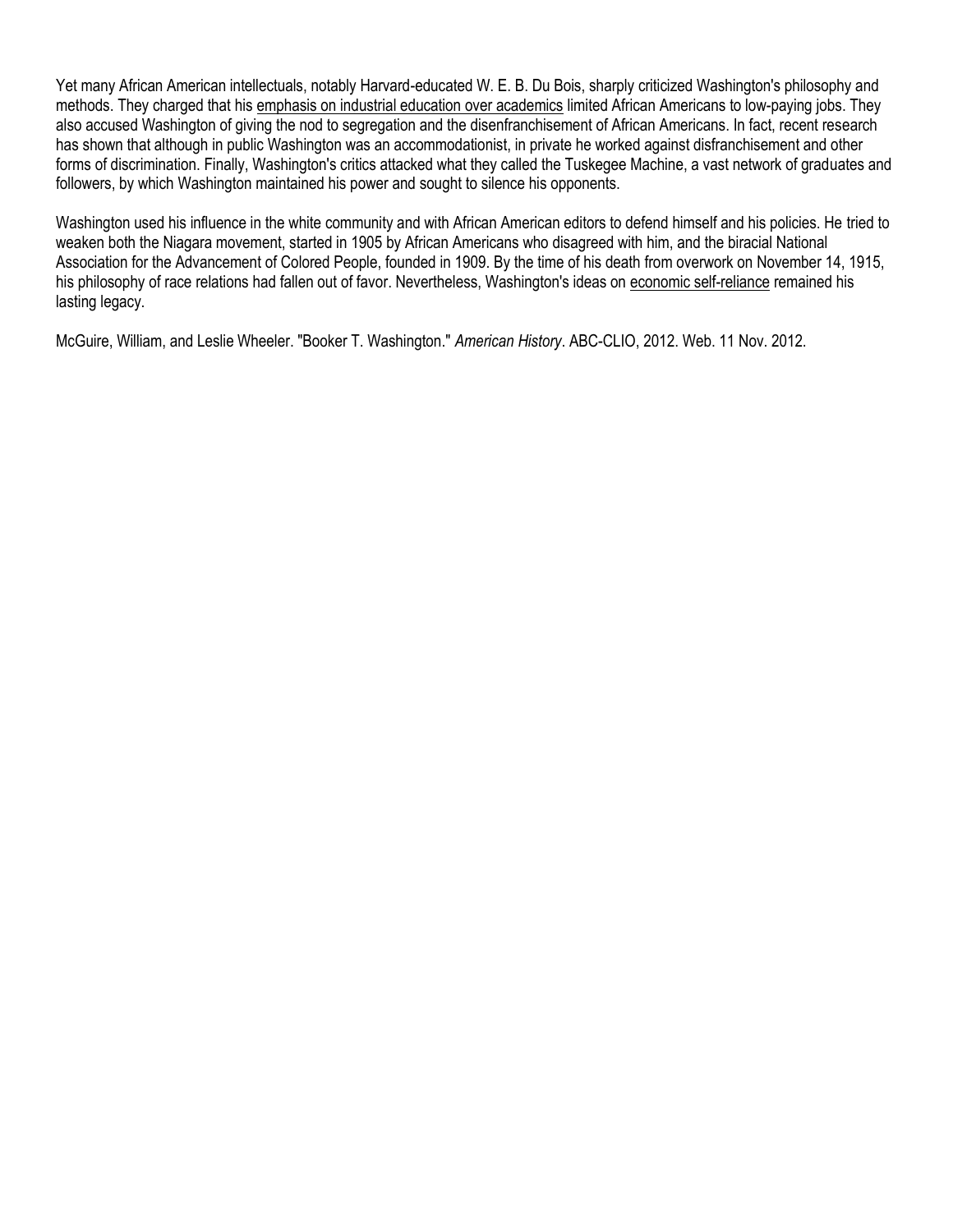Yet many African American intellectuals, notably Harvard-educated W. E. B. Du Bois, sharply criticized Washington's philosophy and methods. They charged that his emphasis on industrial education over academics limited African Americans to low-paying jobs. They also accused Washington of giving the nod to segregation and the disenfranchisement of African Americans. In fact, recent research has shown that although in public Washington was an accommodationist, in private he worked against disfranchisement and other forms of discrimination. Finally, Washington's critics attacked what they called the Tuskegee Machine, a vast network of graduates and followers, by which Washington maintained his power and sought to silence his opponents.

Washington used his influence in the white community and with African American editors to defend himself and his policies. He tried to weaken both the Niagara movement, started in 1905 by African Americans who disagreed with him, and the biracial National Association for the Advancement of Colored People, founded in 1909. By the time of his death from overwork on November 14, 1915, his philosophy of race relations had fallen out of favor. Nevertheless, Washington's ideas on economic self-reliance remained his lasting legacy.

McGuire, William, and Leslie Wheeler. "Booker T. Washington." *American History*. ABC-CLIO, 2012. Web. 11 Nov. 2012.